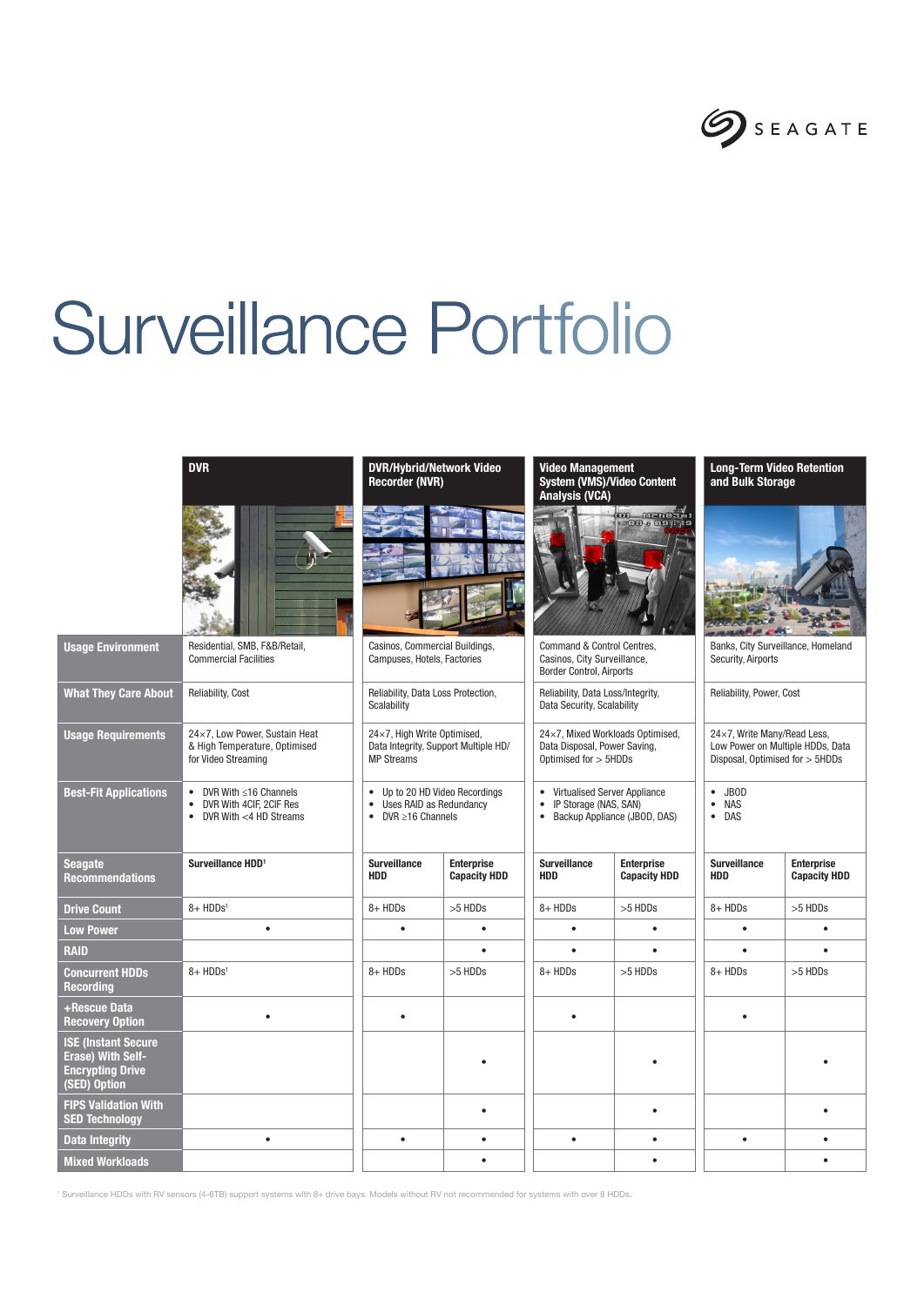# Surveillance Portfolio

| | DVR | DVR/Hybrid/Network Video Recorder (NVR) | | Video Management System (VMS)/Video Content Analysis (VCA) | | Long-Term Video Retention and Bulk Storage | |
|---|---|---|---|---|---|---|---|
| **Usage Environment** | Residential, SMB, F&B/Retail, Commercial Facilities | Casinos, Commercial Buildings, Campuses, Hotels, Factories | | Command & Control Centres, Casinos, City Surveillance, Border Control, Airports | | Banks, City Surveillance, Homeland Security, Airports | |
| **What They Care About** | Reliability, Cost | Reliability, Data Loss Protection, Scalability | | Reliability, Data Loss/Integrity, Data Security, Scalability | | Reliability, Power, Cost | |
| **Usage Requirements** | 24×7, Low Power, Sustain Heat & High Temperature, Optimised for Video Streaming | 24×7, High Write Optimised, Data Integrity, Support Multiple HD/MP Streams | | 24×7, Mixed Workloads Optimised, Data Disposal, Power Saving, Optimised for > 5HDDs | | 24×7, Write Many/Read Less, Low Power on Multiple HDDs, Data Disposal, Optimised for > 5HDDs | |
| **Best-Fit Applications** | • DVR With ≤16 Channels<br>• DVR With 4CIF, 2CIF Res<br>• DVR With <4 HD Streams | • Up to 20 HD Video Recordings<br>• Uses RAID as Redundancy<br>• DVR ≥16 Channels | | • Virtualised Server Appliance<br>• IP Storage (NAS, SAN)<br>• Backup Appliance (JBOD, DAS) | | • JBOD<br>• NAS<br>• DAS | |
| **Seagate Recommendations** | **Surveillance HDD[1]** | **Surveillance HDD** | **Enterprise Capacity HDD** | **Surveillance HDD** | **Enterprise Capacity HDD** | **Surveillance HDD** | **Enterprise Capacity HDD** |
| **Drive Count** | 8+ HDDs[1] | 8+ HDDs | >5 HDDs | 8+ HDDs | >5 HDDs | 8+ HDDs | >5 HDDs |
| **Low Power** | • | • | • | • | • | • | • |
| **RAID** | | | • | • | • | • | • |
| **Concurrent HDDs Recording** | 8+ HDDs[1] | 8+ HDDs | >5 HDDs | 8+ HDDs | >5 HDDs | 8+ HDDs | >5 HDDs |
| **+Rescue Data Recovery Option** | • | • | | • | | • | |
| **ISE (Instant Secure Erase) With Self-Encrypting Drive (SED) Option** | | | • | | • | | • |
| **FIPS Validation With SED Technology** | | | • | | • | | • |
| **Data Integrity** | • | • | • | • | • | • | • |
| **Mixed Workloads** | | | • | | • | | • |

[1] Surveillance HDDs with RV sensors (4-6TB) support systems with 8+ drive bays. Models without RV not recommended for systems with over 8 HDDs.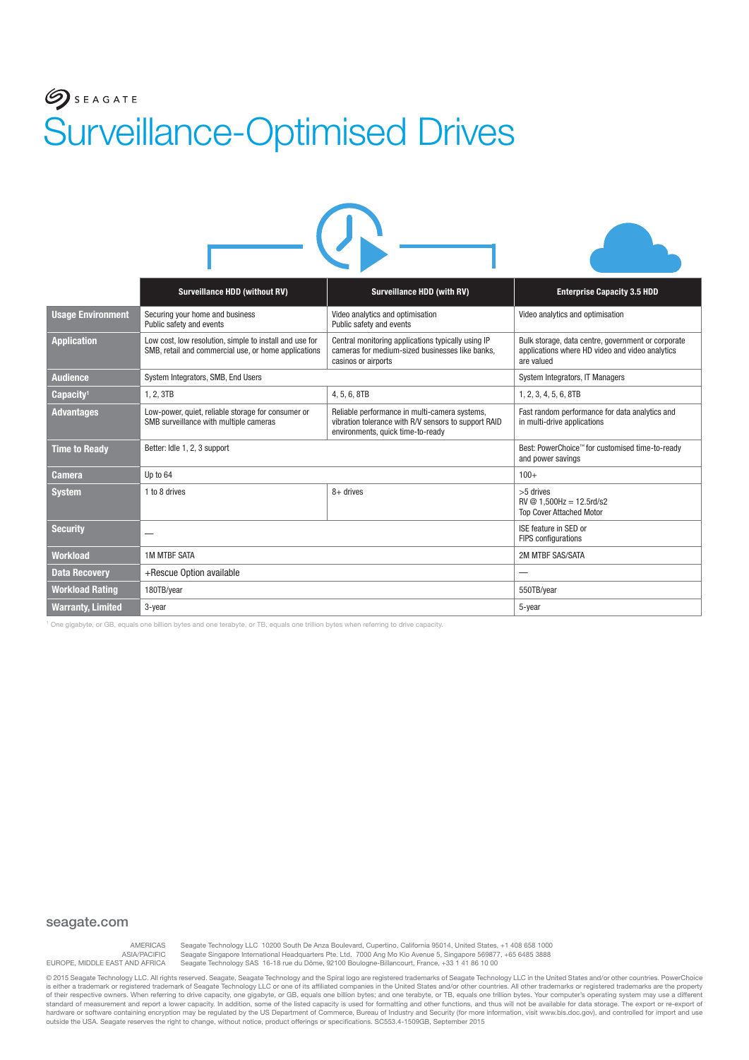SEAGATE

# Surveillance-Optimised Drives

| | Surveillance HDD (without RV) | Surveillance HDD (with RV) | Enterprise Capacity 3.5 HDD |
|---|---|---|---|
| **Usage Environment** | Securing your home and business<br>Public safety and events | Video analytics and optimisation<br>Public safety and events | Video analytics and optimisation |
| **Application** | Low cost, low resolution, simple to install and use for SMB, retail and commercial use, or home applications | Central monitoring applications typically using IP cameras for medium-sized businesses like banks, casinos or airports | Bulk storage, data centre, government or corporate applications where HD video and video analytics are valued |
| **Audience** | System Integrators, SMB, End Users | | System Integrators, IT Managers |
| **Capacity**[1] | 1, 2, 3TB | 4, 5, 6, 8TB | 1, 2, 3, 4, 5, 6, 8TB |
| **Advantages** | Low-power, quiet, reliable storage for consumer or SMB surveillance with multiple cameras | Reliable performance in multi-camera systems, vibration tolerance with R/V sensors to support RAID environments, quick time-to-ready | Fast random performance for data analytics and in multi-drive applications |
| **Time to Ready** | Better: Idle 1, 2, 3 support | | Best: PowerChoice™ for customised time-to-ready and power savings |
| **Camera** | Up to 64 | | 100+ |
| **System** | 1 to 8 drives | 8+ drives | >5 drives<br>RV @ 1,500Hz = 12.5rd/s2<br>Top Cover Attached Motor |
| **Security** | — | | ISE feature in SED or FIPS configurations |
| **Workload** | 1M MTBF SATA | | 2M MTBF SAS/SATA |
| **Data Recovery** | +Rescue Option available | | — |
| **Workload Rating** | 180TB/year | | 550TB/year |
| **Warranty, Limited** | 3-year | | 5-year |

[1] One gigabyte, or GB, equals one billion bytes and one terabyte, or TB, equals one trillion bytes when referring to drive capacity.

seagate.com

AMERICAS Seagate Technology LLC 10200 South De Anza Boulevard, Cupertino, California 95014, United States, +1 408 658 1000
ASIA/PACIFIC Seagate Singapore International Headquarters Pte. Ltd. 7000 Ang Mo Kio Avenue 5, Singapore 569877, +65 6485 3888
EUROPE, MIDDLE EAST AND AFRICA Seagate Technology SAS 16-18 rue du Dôme, 92100 Boulogne-Billancourt, France, +33 1 41 86 10 00

© 2015 Seagate Technology LLC. All rights reserved. Seagate, Seagate Technology and the Spiral logo are registered trademarks of Seagate Technology LLC in the United States and/or other countries. PowerChoice is either a trademark or registered trademark of Seagate Technology LLC or one of its affiliated companies in the United States and/or other countries. All other trademarks or registered trademarks are the property of their respective owners. When referring to drive capacity, one gigabyte, or GB, equals one billion bytes; and one terabyte, or TB, equals one trillion bytes. Your computer's operating system may use a different standard of measurement and report a lower capacity. In addition, some of the listed capacity is used for formatting and other functions, and thus will not be available for data storage. The export or re-export of hardware or software containing encryption may be regulated by the US Department of Commerce, Bureau of Industry and Security (for more information, visit www.bis.doc.gov), and controlled for import and use outside the USA. Seagate reserves the right to change, without notice, product offerings or specifications. SC553.4-1509GB, September 2015